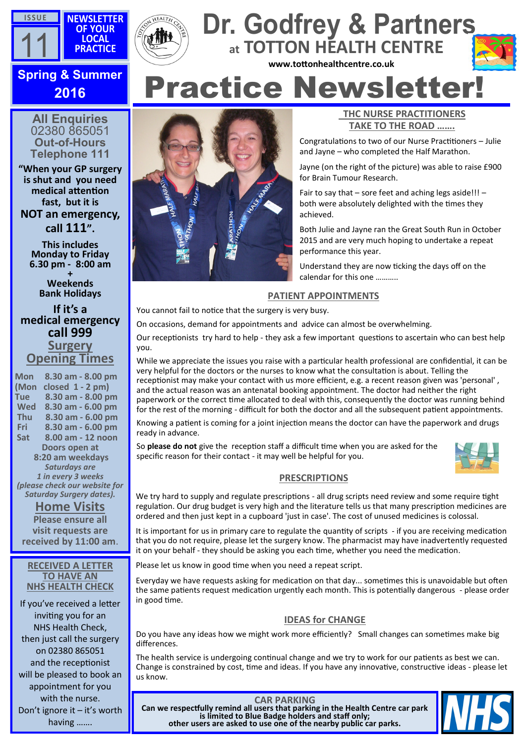ISSUE 11

NEWSLETTER OF YOUR LOCAL PRACTICE

Spring & Summer 2016

# Dr. Godfrey & Partners

## at TOTTON HEALTH CENTRE

www.tottonhealthcentre.co.uk

# Practice Newsletter!

**All Enquiries**
02380 865051

**Out-of-Hours**
**Telephone 111**

**"When your GP surgery is shut and you need medical attention fast, but it is NOT an emergency, call 111".**

**This includes**
**Monday to Friday**
**6.30 pm - 8:00 am**
**+**
**Weekends**
**Bank Holidays**

**If it's a medical emergency call 999**

## Surgery Opening Times

| | |
|---|---|
| Mon | 8.30 am - 8.00 pm |
| (Mon | closed 1 - 2 pm) |
| Tue | 8.30 am - 8.00 pm |
| Wed | 8.30 am - 6.00 pm |
| Thu | 8.30 am - 6.00 pm |
| Fri | 8.30 am - 6.00 pm |
| Sat | 8.00 am - 12 noon |

Doors open at 8:20 am weekdays

*Saturdays are 1 in every 3 weeks (please check our website for Saturday Surgery dates).*

## Home Visits

Please ensure all visit requests are received by 11:00 am.

## RECEIVED A LETTER TO HAVE AN NHS HEALTH CHECK

If you've received a letter inviting you for an NHS Health Check, then just call the surgery on 02380 865051 and the receptionist will be pleased to book an appointment for you with the nurse.

Don't ignore it – it's worth having .......

## THC NURSE PRACTITIONERS TAKE TO THE ROAD .......

Congratulations to two of our Nurse Practitioners – Julie and Jayne – who completed the Half Marathon.

Jayne (on the right of the picture) was able to raise £900 for Brain Tumour Research.

Fair to say that – sore feet and aching legs aside!!! – both were absolutely delighted with the times they achieved.

Both Julie and Jayne ran the Great South Run in October 2015 and are very much hoping to undertake a repeat performance this year.

Understand they are now ticking the days off on the calendar for this one ..........

## PATIENT APPOINTMENTS

You cannot fail to notice that the surgery is very busy.

On occasions, demand for appointments and advice can almost be overwhelming.

Our receptionists try hard to help - they ask a few important questions to ascertain who can best help you.

While we appreciate the issues you raise with a particular health professional are confidential, it can be very helpful for the doctors or the nurses to know what the consultation is about. Telling the receptionist may make your contact with us more efficient, e.g. a recent reason given was 'personal', and the actual reason was an antenatal booking appointment. The doctor had neither the right paperwork or the correct time allocated to deal with this, consequently the doctor was running behind for the rest of the morning - difficult for both the doctor and all the subsequent patient appointments.

Knowing a patient is coming for a joint injection means the doctor can have the paperwork and drugs ready in advance.

So **please do not** give the reception staff a difficult time when you are asked for the specific reason for their contact - it may well be helpful for you.

## PRESCRIPTIONS

We try hard to supply and regulate prescriptions - all drug scripts need review and some require tight regulation. Our drug budget is very high and the literature tells us that many prescription medicines are ordered and then just kept in a cupboard 'just in case'. The cost of unused medicines is colossal.

It is important for us in primary care to regulate the quantity of scripts - if you are receiving medication that you do not require, please let the surgery know. The pharmacist may have inadvertently requested it on your behalf - they should be asking you each time, whether you need the medication.

Please let us know in good time when you need a repeat script.

Everyday we have requests asking for medication on that day... sometimes this is unavoidable but often the same patients request medication urgently each month. This is potentially dangerous - please order in good time.

## IDEAS for CHANGE

Do you have any ideas how we might work more efficiently? Small changes can sometimes make big differences.

The health service is undergoing continual change and we try to work for our patients as best we can. Change is constrained by cost, time and ideas. If you have any innovative, constructive ideas - please let us know.

## CAR PARKING

**Can we respectfully remind all users that parking in the Health Centre car park is limited to Blue Badge holders and staff only; other users are asked to use one of the nearby public car parks.**

NHS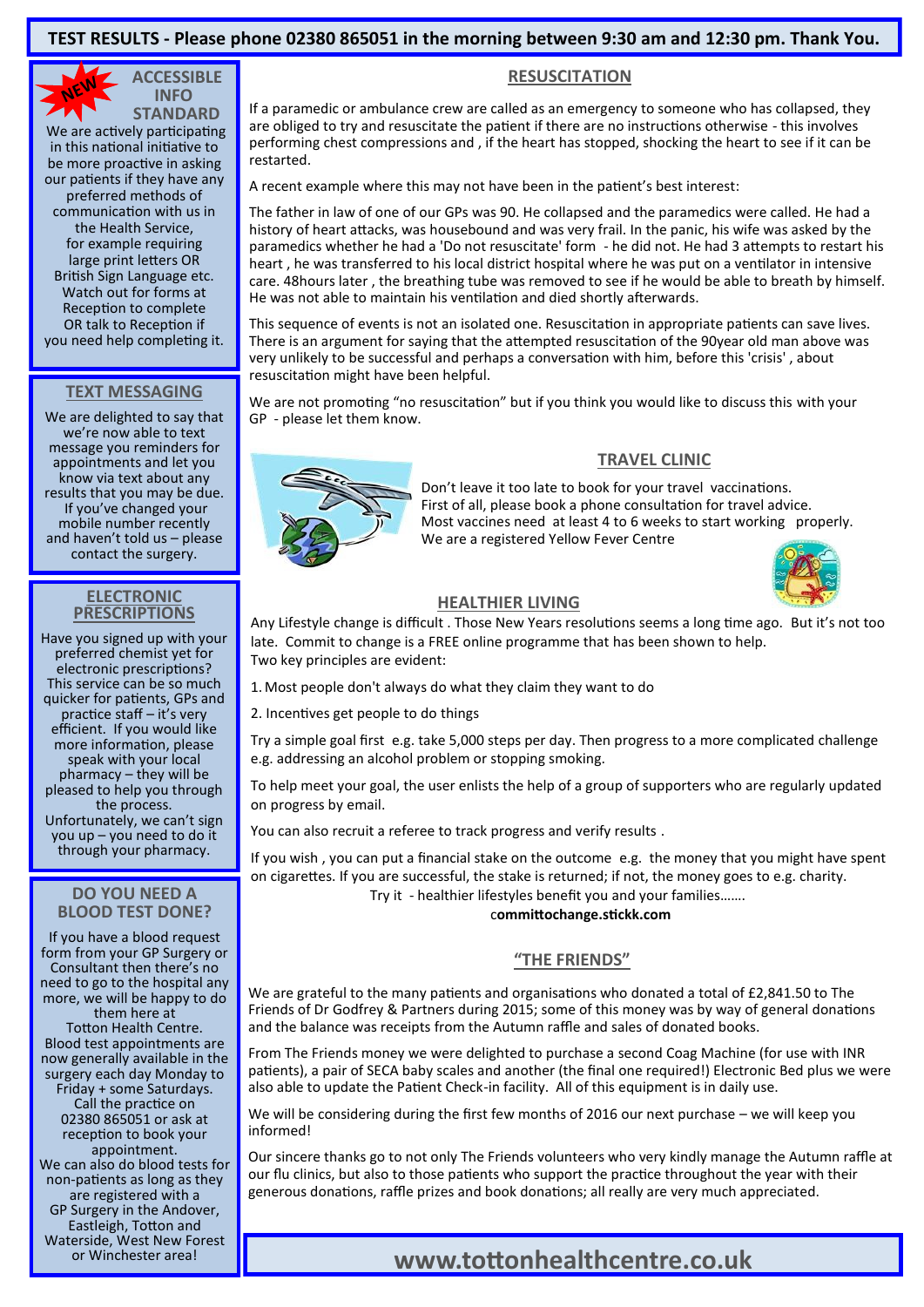**TEST RESULTS - Please phone 02380 865051 in the morning between 9:30 am and 12:30 pm. Thank You.**

## NEW ACCESSIBLE INFO STANDARD

We are actively participating in this national initiative to be more proactive in asking our patients if they have any preferred methods of communication with us in the Health Service, for example requiring large print letters OR British Sign Language etc. Watch out for forms at Reception to complete OR talk to Reception if you need help completing it.

## TEXT MESSAGING

We are delighted to say that we're now able to text message you reminders for appointments and let you know via text about any results that you may be due. If you've changed your mobile number recently and haven't told us – please contact the surgery.

## ELECTRONIC PRESCRIPTIONS

Have you signed up with your preferred chemist yet for electronic prescriptions? This service can be so much quicker for patients, GPs and practice staff – it's very efficient. If you would like more information, please speak with your local pharmacy – they will be pleased to help you through the process. Unfortunately, we can't sign you up – you need to do it through your pharmacy.

## DO YOU NEED A BLOOD TEST DONE?

If you have a blood request form from your GP Surgery or Consultant then there's no need to go to the hospital any more, we will be happy to do them here at Totton Health Centre. Blood test appointments are now generally available in the surgery each day Monday to Friday + some Saturdays. Call the practice on 02380 865051 or ask at reception to book your appointment.

We can also do blood tests for non-patients as long as they are registered with a GP Surgery in the Andover, Eastleigh, Totton and Waterside, West New Forest or Winchester area!

## RESUSCITATION

If a paramedic or ambulance crew are called as an emergency to someone who has collapsed, they are obliged to try and resuscitate the patient if there are no instructions otherwise - this involves performing chest compressions and , if the heart has stopped, shocking the heart to see if it can be restarted.

A recent example where this may not have been in the patient's best interest:

The father in law of one of our GPs was 90. He collapsed and the paramedics were called. He had a history of heart attacks, was housebound and was very frail. In the panic, his wife was asked by the paramedics whether he had a 'Do not resuscitate' form - he did not. He had 3 attempts to restart his heart , he was transferred to his local district hospital where he was put on a ventilator in intensive care. 48hours later , the breathing tube was removed to see if he would be able to breath by himself. He was not able to maintain his ventilation and died shortly afterwards.

This sequence of events is not an isolated one. Resuscitation in appropriate patients can save lives. There is an argument for saying that the attempted resuscitation of the 90year old man above was very unlikely to be successful and perhaps a conversation with him, before this 'crisis' , about resuscitation might have been helpful.

We are not promoting "no resuscitation" but if you think you would like to discuss this with your GP - please let them know.

## TRAVEL CLINIC

Don't leave it too late to book for your travel vaccinations.
First of all, please book a phone consultation for travel advice.
Most vaccines need at least 4 to 6 weeks to start working properly.
We are a registered Yellow Fever Centre

## HEALTHIER LIVING

Any Lifestyle change is difficult . Those New Years resolutions seems a long time ago. But it's not too late. Commit to change is a FREE online programme that has been shown to help.
Two key principles are evident:

1. Most people don't always do what they claim they want to do
2. Incentives get people to do things

Try a simple goal first e.g. take 5,000 steps per day. Then progress to a more complicated challenge e.g. addressing an alcohol problem or stopping smoking.

To help meet your goal, the user enlists the help of a group of supporters who are regularly updated on progress by email.

You can also recruit a referee to track progress and verify results .

If you wish , you can put a financial stake on the outcome e.g. the money that you might have spent on cigarettes. If you are successful, the stake is returned; if not, the money goes to e.g. charity.

Try it - healthier lifestyles benefit you and your families…….

c**ommittochange.stickk.com**

## "THE FRIENDS"

We are grateful to the many patients and organisations who donated a total of £2,841.50 to The Friends of Dr Godfrey & Partners during 2015; some of this money was by way of general donations and the balance was receipts from the Autumn raffle and sales of donated books.

From The Friends money we were delighted to purchase a second Coag Machine (for use with INR patients), a pair of SECA baby scales and another (the final one required!) Electronic Bed plus we were also able to update the Patient Check-in facility. All of this equipment is in daily use.

We will be considering during the first few months of 2016 our next purchase – we will keep you informed!

Our sincere thanks go to not only The Friends volunteers who very kindly manage the Autumn raffle at our flu clinics, but also to those patients who support the practice throughout the year with their generous donations, raffle prizes and book donations; all really are very much appreciated.

**www.tottonhealthcentre.co.uk**